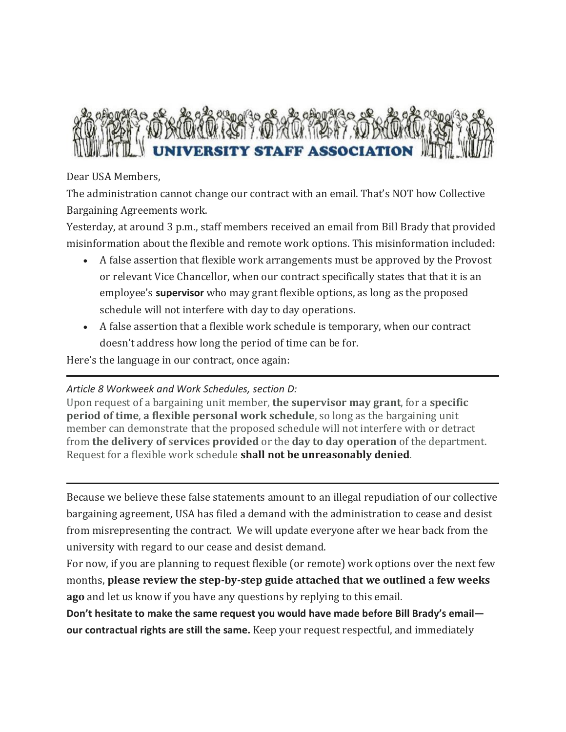# UNIVERSITY STAFF ASSOCIATION

Dear USA Members,

The administration cannot change our contract with an email. That's NOT how Collective Bargaining Agreements work.

Yesterday, at around 3 p.m., staff members received an email from Bill Brady that provided misinformation about the flexible and remote work options. This misinformation included:

- A false assertion that flexible work arrangements must be approved by the Provost or relevant Vice Chancellor, when our contract specifically states that that it is an employee's **supervisor** who may grant flexible options, as long as the proposed schedule will not interfere with day to day operations.
- A false assertion that a flexible work schedule is temporary, when our contract doesn't address how long the period of time can be for.

Here's the language in our contract, once again:

---

*Article 8 Workweek and Work Schedules, section D:*

Upon request of a bargaining unit member, **the supervisor may grant**, for a **specific period of time**, **a flexible personal work schedule**, so long as the bargaining unit member can demonstrate that the proposed schedule will not interfere with or detract from **the delivery of services provided** or the **day to day operation** of the department. Request for a flexible work schedule **shall not be unreasonably denied**.

---

Because we believe these false statements amount to an illegal repudiation of our collective bargaining agreement, USA has filed a demand with the administration to cease and desist from misrepresenting the contract. We will update everyone after we hear back from the university with regard to our cease and desist demand.

For now, if you are planning to request flexible (or remote) work options over the next few months, **please review the step-by-step guide attached that we outlined a few weeks ago** and let us know if you have any questions by replying to this email.

**Don't hesitate to make the same request you would have made before Bill Brady's email—our contractual rights are still the same.** Keep your request respectful, and immediately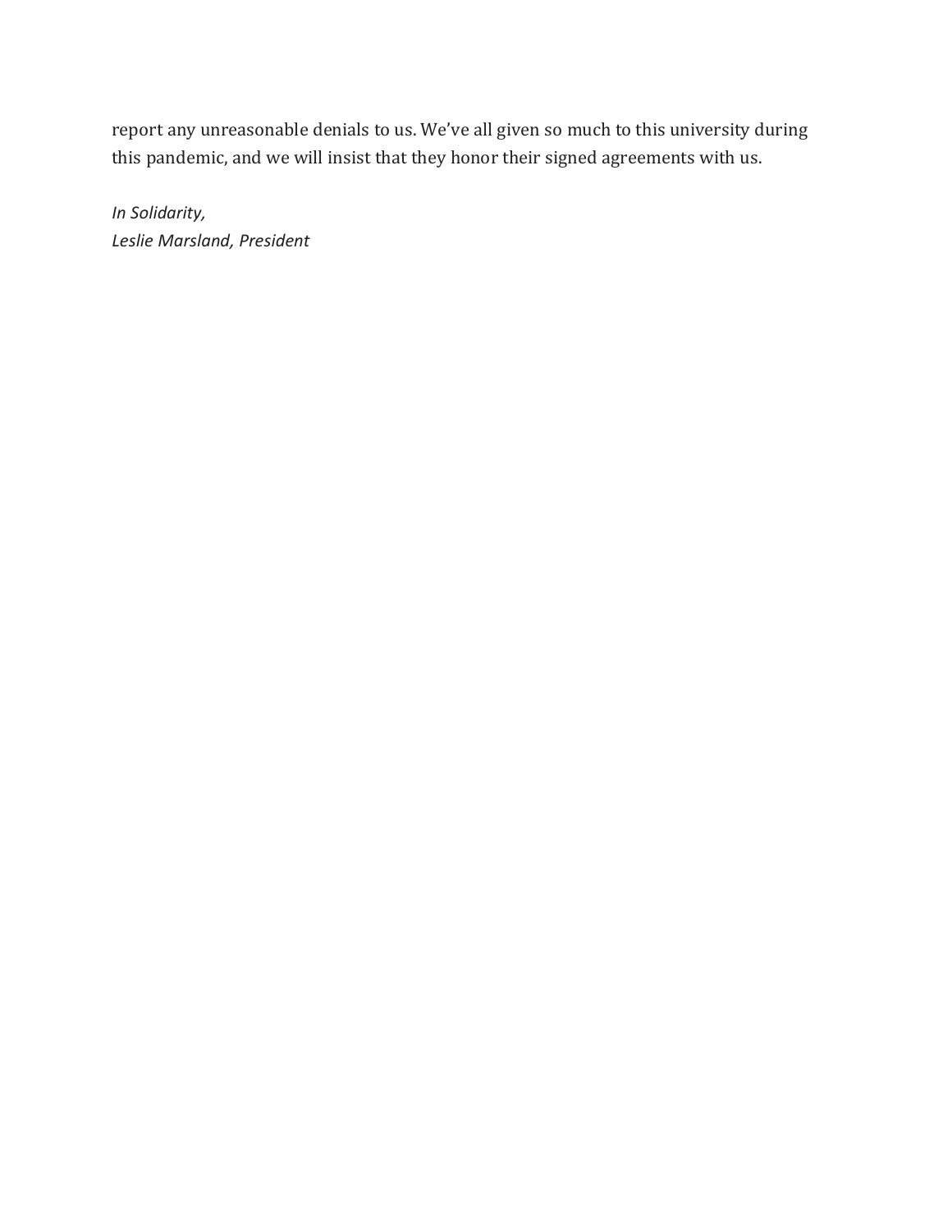report any unreasonable denials to us. We've all given so much to this university during this pandemic, and we will insist that they honor their signed agreements with us.

*In Solidarity,*  
*Leslie Marsland, President*